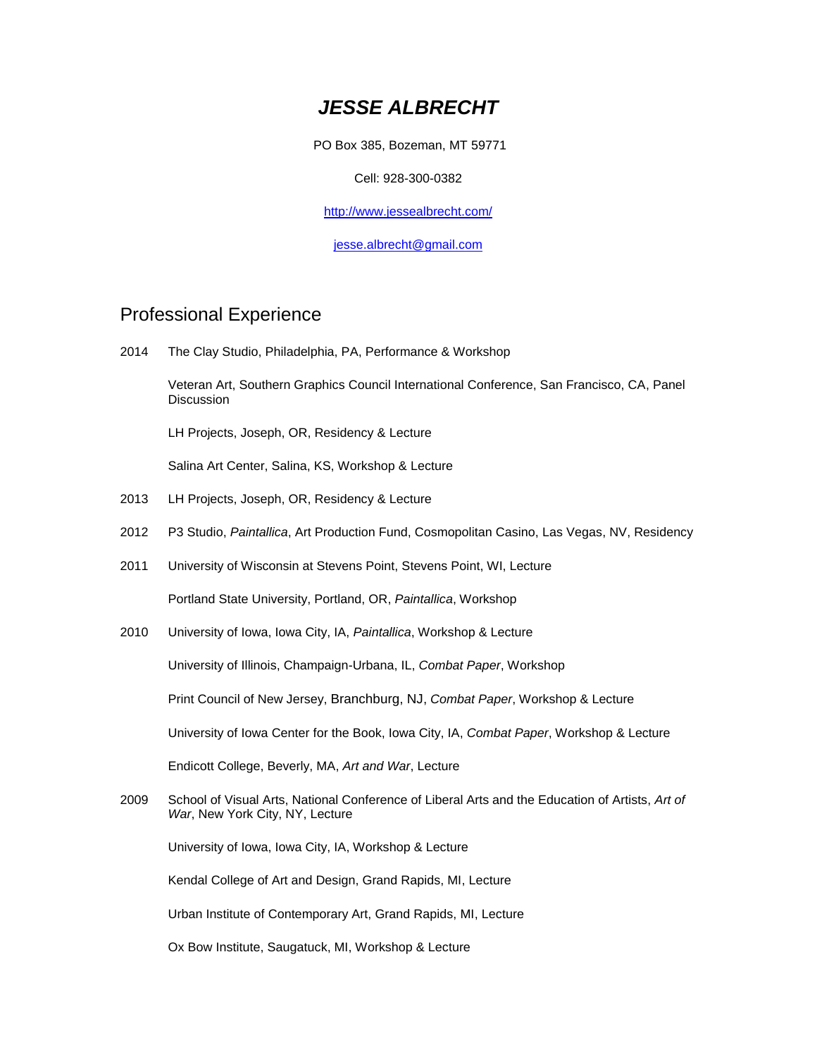# ***JESSE ALBRECHT***

PO Box 385, Bozeman, MT 59771

Cell: 928-300-0382

[http://www.jessealbrecht.com/](http://www.jessealbrecht.com/)

[jesse.albrecht@gmail.com](mailto:jesse.albrecht@gmail.com)

## Professional Experience

2014 The Clay Studio, Philadelphia, PA, Performance & Workshop

Veteran Art, Southern Graphics Council International Conference, San Francisco, CA, Panel Discussion

LH Projects, Joseph, OR, Residency & Lecture

Salina Art Center, Salina, KS, Workshop & Lecture

2013 LH Projects, Joseph, OR, Residency & Lecture

2012 P3 Studio, *Paintallica*, Art Production Fund, Cosmopolitan Casino, Las Vegas, NV, Residency

2011 University of Wisconsin at Stevens Point, Stevens Point, WI, Lecture

Portland State University, Portland, OR, *Paintallica*, Workshop

2010 University of Iowa, Iowa City, IA, *Paintallica*, Workshop & Lecture

University of Illinois, Champaign-Urbana, IL, *Combat Paper*, Workshop

Print Council of New Jersey, Branchburg, NJ, *Combat Paper*, Workshop & Lecture

University of Iowa Center for the Book, Iowa City, IA, *Combat Paper*, Workshop & Lecture

Endicott College, Beverly, MA, *Art and War*, Lecture

2009 School of Visual Arts, National Conference of Liberal Arts and the Education of Artists, *Art of War*, New York City, NY, Lecture

University of Iowa, Iowa City, IA, Workshop & Lecture

Kendal College of Art and Design, Grand Rapids, MI, Lecture

Urban Institute of Contemporary Art, Grand Rapids, MI, Lecture

Ox Bow Institute, Saugatuck, MI, Workshop & Lecture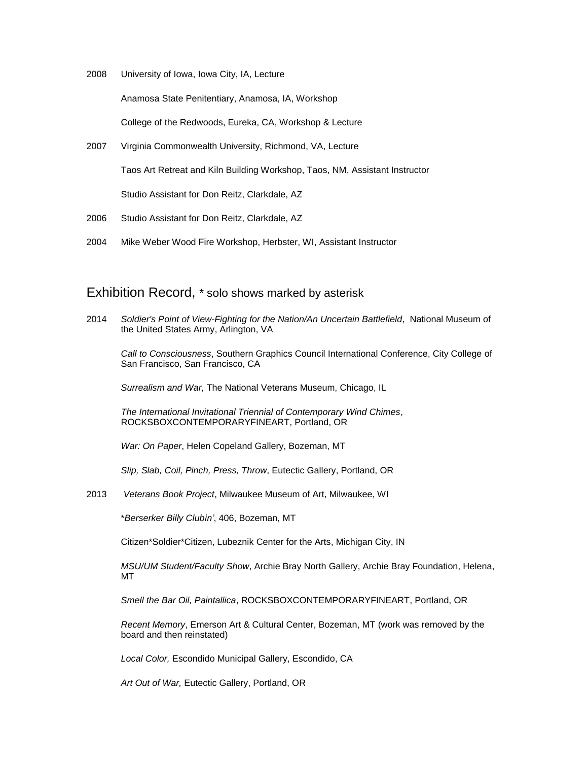2008 University of Iowa, Iowa City, IA, Lecture

Anamosa State Penitentiary, Anamosa, IA, Workshop

College of the Redwoods, Eureka, CA, Workshop & Lecture

2007 Virginia Commonwealth University, Richmond, VA, Lecture

Taos Art Retreat and Kiln Building Workshop, Taos, NM, Assistant Instructor

Studio Assistant for Don Reitz, Clarkdale, AZ

2006 Studio Assistant for Don Reitz, Clarkdale, AZ

2004 Mike Weber Wood Fire Workshop, Herbster, WI, Assistant Instructor

## Exhibition Record, * solo shows marked by asterisk

2014 *Soldier's Point of View-Fighting for the Nation/An Uncertain Battlefield*, National Museum of the United States Army, Arlington, VA

*Call to Consciousness*, Southern Graphics Council International Conference, City College of San Francisco, San Francisco, CA

*Surrealism and War,* The National Veterans Museum, Chicago, IL

*The International Invitational Triennial of Contemporary Wind Chimes*, ROCKSBOXCONTEMPORARYFINEART, Portland, OR

*War: On Paper*, Helen Copeland Gallery, Bozeman, MT

*Slip, Slab, Coil, Pinch, Press, Throw*, Eutectic Gallery, Portland, OR

2013 *Veterans Book Project*, Milwaukee Museum of Art, Milwaukee, WI

**Berserker Billy Clubin'*, 406, Bozeman, MT

Citizen*Soldier*Citizen, Lubeznik Center for the Arts, Michigan City, IN

*MSU/UM Student/Faculty Show*, Archie Bray North Gallery, Archie Bray Foundation, Helena, MT

*Smell the Bar Oil, Paintallica*, ROCKSBOXCONTEMPORARYFINEART, Portland, OR

*Recent Memory*, Emerson Art & Cultural Center, Bozeman, MT (work was removed by the board and then reinstated)

*Local Color,* Escondido Municipal Gallery, Escondido, CA

*Art Out of War,* Eutectic Gallery, Portland, OR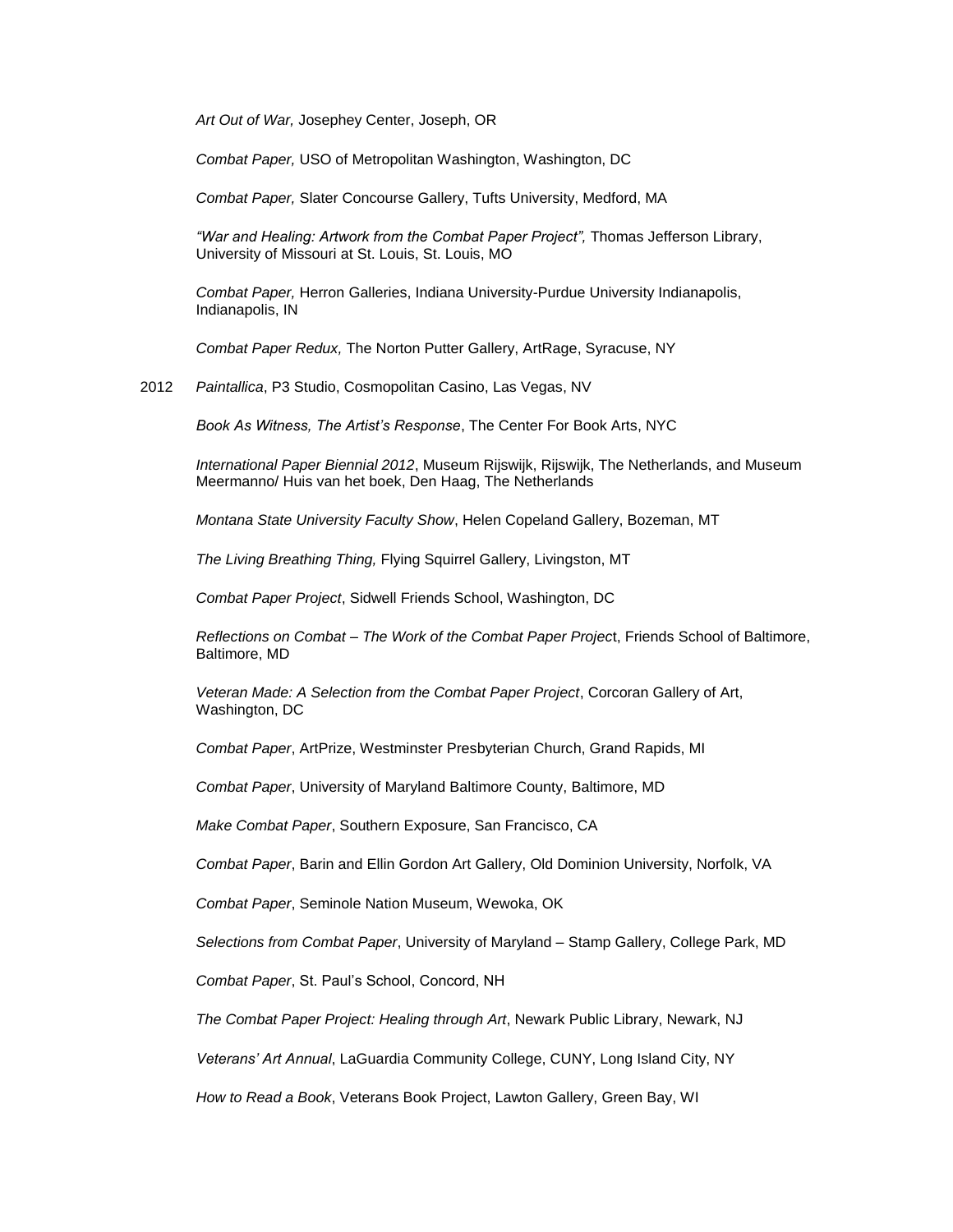*Art Out of War,* Josephey Center, Joseph, OR

*Combat Paper,* USO of Metropolitan Washington, Washington, DC

*Combat Paper,* Slater Concourse Gallery, Tufts University, Medford, MA

*"War and Healing: Artwork from the Combat Paper Project",* Thomas Jefferson Library, University of Missouri at St. Louis, St. Louis, MO

*Combat Paper,* Herron Galleries, Indiana University-Purdue University Indianapolis, Indianapolis, IN

*Combat Paper Redux,* The Norton Putter Gallery, ArtRage, Syracuse, NY

2012 *Paintallica*, P3 Studio, Cosmopolitan Casino, Las Vegas, NV

*Book As Witness, The Artist's Response*, The Center For Book Arts, NYC

*International Paper Biennial 2012*, Museum Rijswijk, Rijswijk, The Netherlands, and Museum Meermanno/ Huis van het boek, Den Haag, The Netherlands

*Montana State University Faculty Show*, Helen Copeland Gallery, Bozeman, MT

*The Living Breathing Thing,* Flying Squirrel Gallery, Livingston, MT

*Combat Paper Project*, Sidwell Friends School, Washington, DC

*Reflections on Combat – The Work of the Combat Paper Projec*t, Friends School of Baltimore, Baltimore, MD

*Veteran Made: A Selection from the Combat Paper Project*, Corcoran Gallery of Art, Washington, DC

*Combat Paper*, ArtPrize, Westminster Presbyterian Church, Grand Rapids, MI

*Combat Paper*, University of Maryland Baltimore County, Baltimore, MD

*Make Combat Paper*, Southern Exposure, San Francisco, CA

*Combat Paper*, Barin and Ellin Gordon Art Gallery, Old Dominion University, Norfolk, VA

*Combat Paper*, Seminole Nation Museum, Wewoka, OK

*Selections from Combat Paper*, University of Maryland – Stamp Gallery, College Park, MD

*Combat Paper*, St. Paul's School, Concord, NH

*The Combat Paper Project: Healing through Art*, Newark Public Library, Newark, NJ

*Veterans' Art Annual*, LaGuardia Community College, CUNY, Long Island City, NY

*How to Read a Book*, Veterans Book Project, Lawton Gallery, Green Bay, WI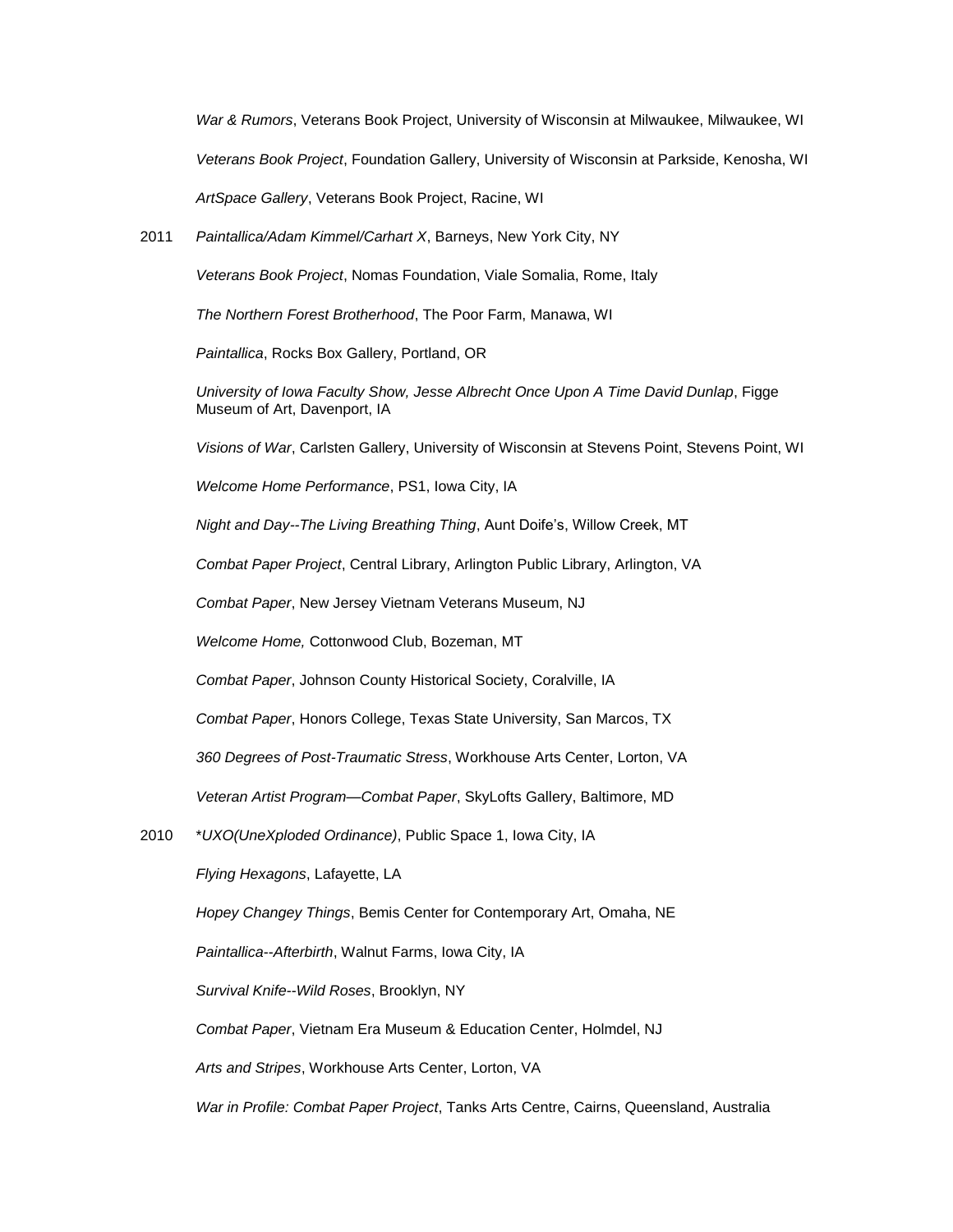*War & Rumors*, Veterans Book Project, University of Wisconsin at Milwaukee, Milwaukee, WI

*Veterans Book Project*, Foundation Gallery, University of Wisconsin at Parkside, Kenosha, WI

*ArtSpace Gallery*, Veterans Book Project, Racine, WI

2011 *Paintallica/Adam Kimmel/Carhart X*, Barneys, New York City, NY

*Veterans Book Project*, Nomas Foundation, Viale Somalia, Rome, Italy

*The Northern Forest Brotherhood*, The Poor Farm, Manawa, WI

*Paintallica*, Rocks Box Gallery, Portland, OR

*University of Iowa Faculty Show, Jesse Albrecht Once Upon A Time David Dunlap*, Figge Museum of Art, Davenport, IA

*Visions of War*, Carlsten Gallery, University of Wisconsin at Stevens Point, Stevens Point, WI

*Welcome Home Performance*, PS1, Iowa City, IA

*Night and Day--The Living Breathing Thing*, Aunt Doife's, Willow Creek, MT

*Combat Paper Project*, Central Library, Arlington Public Library, Arlington, VA

*Combat Paper*, New Jersey Vietnam Veterans Museum, NJ

*Welcome Home,* Cottonwood Club, Bozeman, MT

*Combat Paper*, Johnson County Historical Society, Coralville, IA

*Combat Paper*, Honors College, Texas State University, San Marcos, TX

*360 Degrees of Post-Traumatic Stress*, Workhouse Arts Center, Lorton, VA

*Veteran Artist Program—Combat Paper*, SkyLofts Gallery, Baltimore, MD

2010 *UXO(UneXploded Ordinance)*, Public Space 1, Iowa City, IA

*Flying Hexagons*, Lafayette, LA

*Hopey Changey Things*, Bemis Center for Contemporary Art, Omaha, NE

*Paintallica--Afterbirth*, Walnut Farms, Iowa City, IA

*Survival Knife--Wild Roses*, Brooklyn, NY

*Combat Paper*, Vietnam Era Museum & Education Center, Holmdel, NJ

*Arts and Stripes*, Workhouse Arts Center, Lorton, VA

*War in Profile: Combat Paper Project*, Tanks Arts Centre, Cairns, Queensland, Australia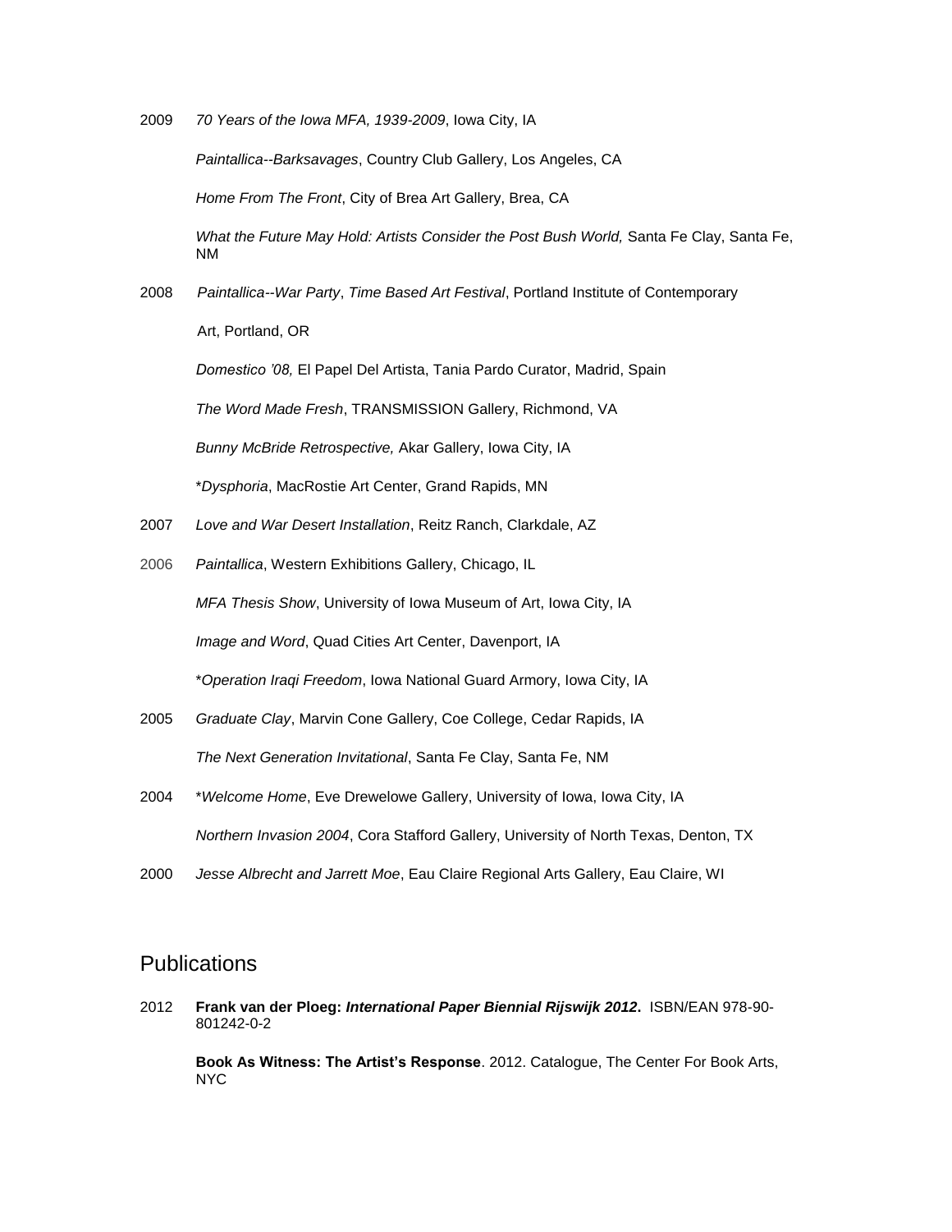2009 *70 Years of the Iowa MFA, 1939-2009*, Iowa City, IA

*Paintallica--Barksavages*, Country Club Gallery, Los Angeles, CA

*Home From The Front*, City of Brea Art Gallery, Brea, CA

*What the Future May Hold: Artists Consider the Post Bush World,* Santa Fe Clay, Santa Fe, NM

2008 *Paintallica--War Party*, *Time Based Art Festival*, Portland Institute of Contemporary Art, Portland, OR

*Domestico '08,* El Papel Del Artista, Tania Pardo Curator, Madrid, Spain

*The Word Made Fresh*, TRANSMISSION Gallery, Richmond, VA

*Bunny McBride Retrospective,* Akar Gallery, Iowa City, IA

\**Dysphoria*, MacRostie Art Center, Grand Rapids, MN

2007 *Love and War Desert Installation*, Reitz Ranch, Clarkdale, AZ

2006 *Paintallica*, Western Exhibitions Gallery, Chicago, IL

*MFA Thesis Show*, University of Iowa Museum of Art, Iowa City, IA

*Image and Word*, Quad Cities Art Center, Davenport, IA

\**Operation Iraqi Freedom*, Iowa National Guard Armory, Iowa City, IA

2005 *Graduate Clay*, Marvin Cone Gallery, Coe College, Cedar Rapids, IA

*The Next Generation Invitational*, Santa Fe Clay, Santa Fe, NM

2004 \**Welcome Home*, Eve Drewelowe Gallery, University of Iowa, Iowa City, IA

*Northern Invasion 2004*, Cora Stafford Gallery, University of North Texas, Denton, TX

2000 *Jesse Albrecht and Jarrett Moe*, Eau Claire Regional Arts Gallery, Eau Claire, WI

## Publications

2012 **Frank van der Ploeg: *International Paper Biennial Rijswijk 2012*.** ISBN/EAN 978-90-801242-0-2

**Book As Witness: The Artist's Response**. 2012. Catalogue, The Center For Book Arts, NYC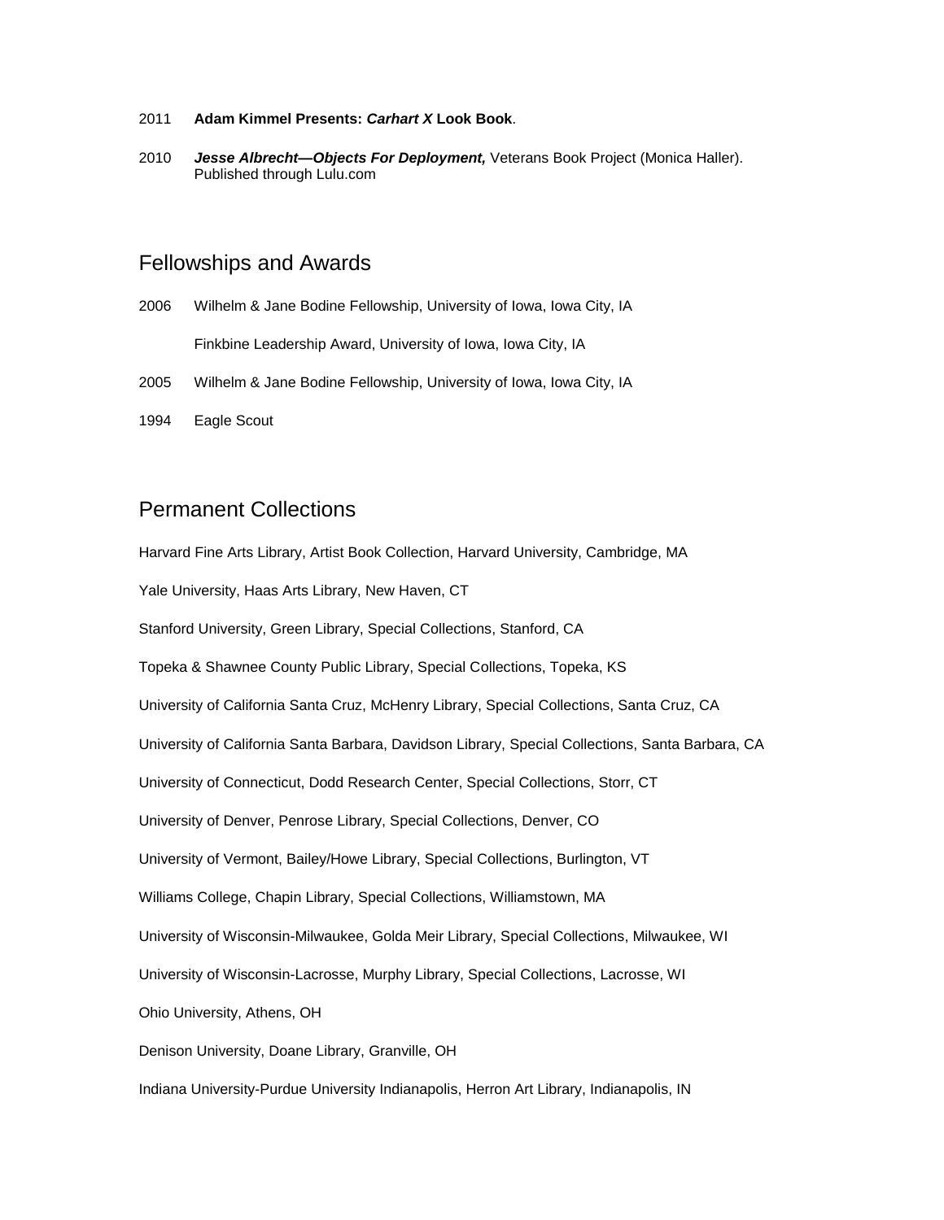2011 **Adam Kimmel Presents: *Carhart X* Look Book**.

2010 ***Jesse Albrecht—Objects For Deployment,*** Veterans Book Project (Monica Haller). Published through Lulu.com

## Fellowships and Awards

2006 Wilhelm & Jane Bodine Fellowship, University of Iowa, Iowa City, IA

Finkbine Leadership Award, University of Iowa, Iowa City, IA

2005 Wilhelm & Jane Bodine Fellowship, University of Iowa, Iowa City, IA

1994 Eagle Scout

## Permanent Collections

Harvard Fine Arts Library, Artist Book Collection, Harvard University, Cambridge, MA

Yale University, Haas Arts Library, New Haven, CT

Stanford University, Green Library, Special Collections, Stanford, CA

Topeka & Shawnee County Public Library, Special Collections, Topeka, KS

University of California Santa Cruz, McHenry Library, Special Collections, Santa Cruz, CA

University of California Santa Barbara, Davidson Library, Special Collections, Santa Barbara, CA

University of Connecticut, Dodd Research Center, Special Collections, Storr, CT

University of Denver, Penrose Library, Special Collections, Denver, CO

University of Vermont, Bailey/Howe Library, Special Collections, Burlington, VT

Williams College, Chapin Library, Special Collections, Williamstown, MA

University of Wisconsin-Milwaukee, Golda Meir Library, Special Collections, Milwaukee, WI

University of Wisconsin-Lacrosse, Murphy Library, Special Collections, Lacrosse, WI

Ohio University, Athens, OH

Denison University, Doane Library, Granville, OH

Indiana University-Purdue University Indianapolis, Herron Art Library, Indianapolis, IN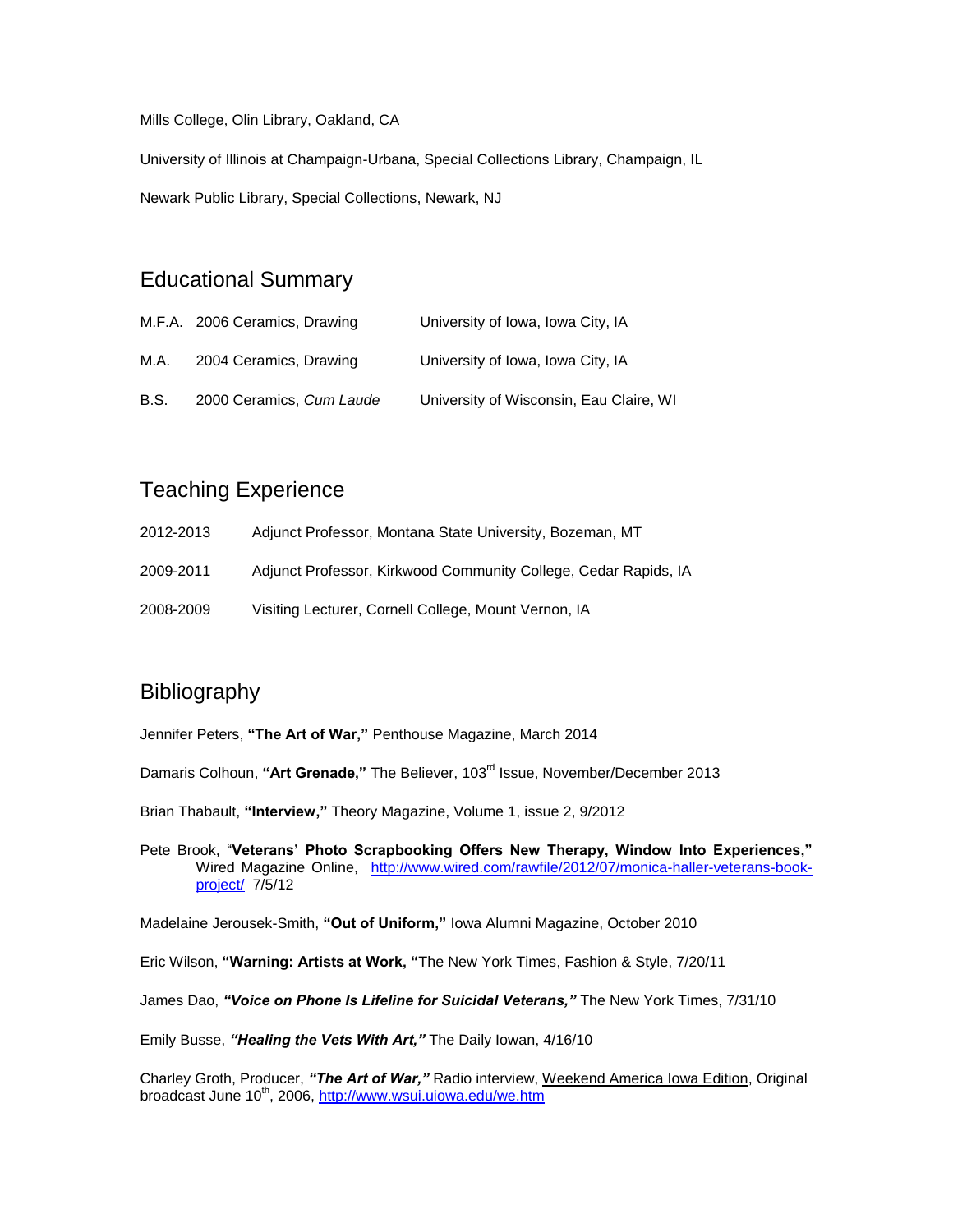Mills College, Olin Library, Oakland, CA

University of Illinois at Champaign-Urbana, Special Collections Library, Champaign, IL

Newark Public Library, Special Collections, Newark, NJ

## Educational Summary

| | | |
|---|---|---|
| M.F.A. | 2006 Ceramics, Drawing | University of Iowa, Iowa City, IA |
| M.A. | 2004 Ceramics, Drawing | University of Iowa, Iowa City, IA |
| B.S. | 2000 Ceramics, *Cum Laude* | University of Wisconsin, Eau Claire, WI |

## Teaching Experience

2012-2013 Adjunct Professor, Montana State University, Bozeman, MT

2009-2011 Adjunct Professor, Kirkwood Community College, Cedar Rapids, IA

2008-2009 Visiting Lecturer, Cornell College, Mount Vernon, IA

## Bibliography

Jennifer Peters, **"The Art of War,"** Penthouse Magazine, March 2014

Damaris Colhoun, **"Art Grenade,"** The Believer, 103rd Issue, November/December 2013

Brian Thabault, **"Interview,"** Theory Magazine, Volume 1, issue 2, 9/2012

Pete Brook, "**Veterans' Photo Scrapbooking Offers New Therapy, Window Into Experiences,"** Wired Magazine Online, http://www.wired.com/rawfile/2012/07/monica-haller-veterans-book-project/ 7/5/12

Madelaine Jerousek-Smith, **"Out of Uniform,"** Iowa Alumni Magazine, October 2010

Eric Wilson, **"Warning: Artists at Work, "**The New York Times, Fashion & Style, 7/20/11

James Dao, ***"Voice on Phone Is Lifeline for Suicidal Veterans,"*** The New York Times, 7/31/10

Emily Busse, ***"Healing the Vets With Art,"*** The Daily Iowan, 4/16/10

Charley Groth, Producer, ***"The Art of War,"*** Radio interview, Weekend America Iowa Edition, Original broadcast June 10th, 2006, http://www.wsui.uiowa.edu/we.htm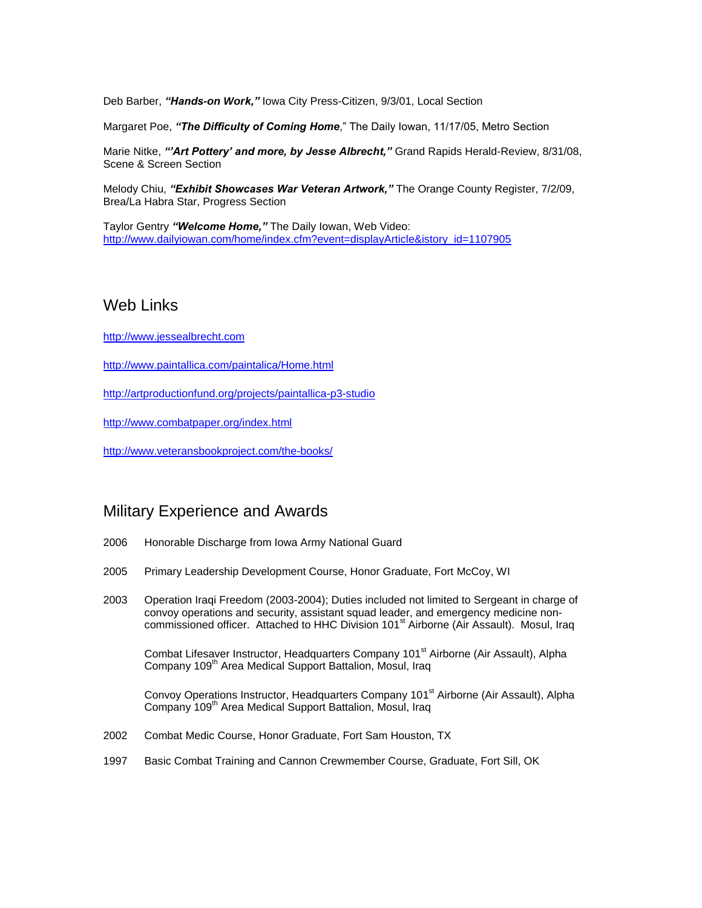Deb Barber, ***"Hands-on Work,"*** Iowa City Press-Citizen, 9/3/01, Local Section

Margaret Poe, ***"The Difficulty of Coming Home***," The Daily Iowan, 11/17/05, Metro Section

Marie Nitke, ***"'Art Pottery' and more, by Jesse Albrecht,"*** Grand Rapids Herald-Review, 8/31/08, Scene & Screen Section

Melody Chiu, ***"Exhibit Showcases War Veteran Artwork,"*** The Orange County Register, 7/2/09, Brea/La Habra Star, Progress Section

Taylor Gentry ***"Welcome Home,"*** The Daily Iowan, Web Video: http://www.dailyiowan.com/home/index.cfm?event=displayArticle&istory_id=1107905

## Web Links

http://www.jessealbrecht.com

http://www.paintallica.com/paintalica/Home.html

http://artproductionfund.org/projects/paintallica-p3-studio

http://www.combatpaper.org/index.html

http://www.veteransbookproject.com/the-books/

## Military Experience and Awards

2006 Honorable Discharge from Iowa Army National Guard

2005 Primary Leadership Development Course, Honor Graduate, Fort McCoy, WI

2003 Operation Iraqi Freedom (2003-2004); Duties included not limited to Sergeant in charge of convoy operations and security, assistant squad leader, and emergency medicine non-commissioned officer. Attached to HHC Division 101st Airborne (Air Assault). Mosul, Iraq

Combat Lifesaver Instructor, Headquarters Company 101st Airborne (Air Assault), Alpha Company 109th Area Medical Support Battalion, Mosul, Iraq

Convoy Operations Instructor, Headquarters Company 101st Airborne (Air Assault), Alpha Company 109th Area Medical Support Battalion, Mosul, Iraq

2002 Combat Medic Course, Honor Graduate, Fort Sam Houston, TX

1997 Basic Combat Training and Cannon Crewmember Course, Graduate, Fort Sill, OK